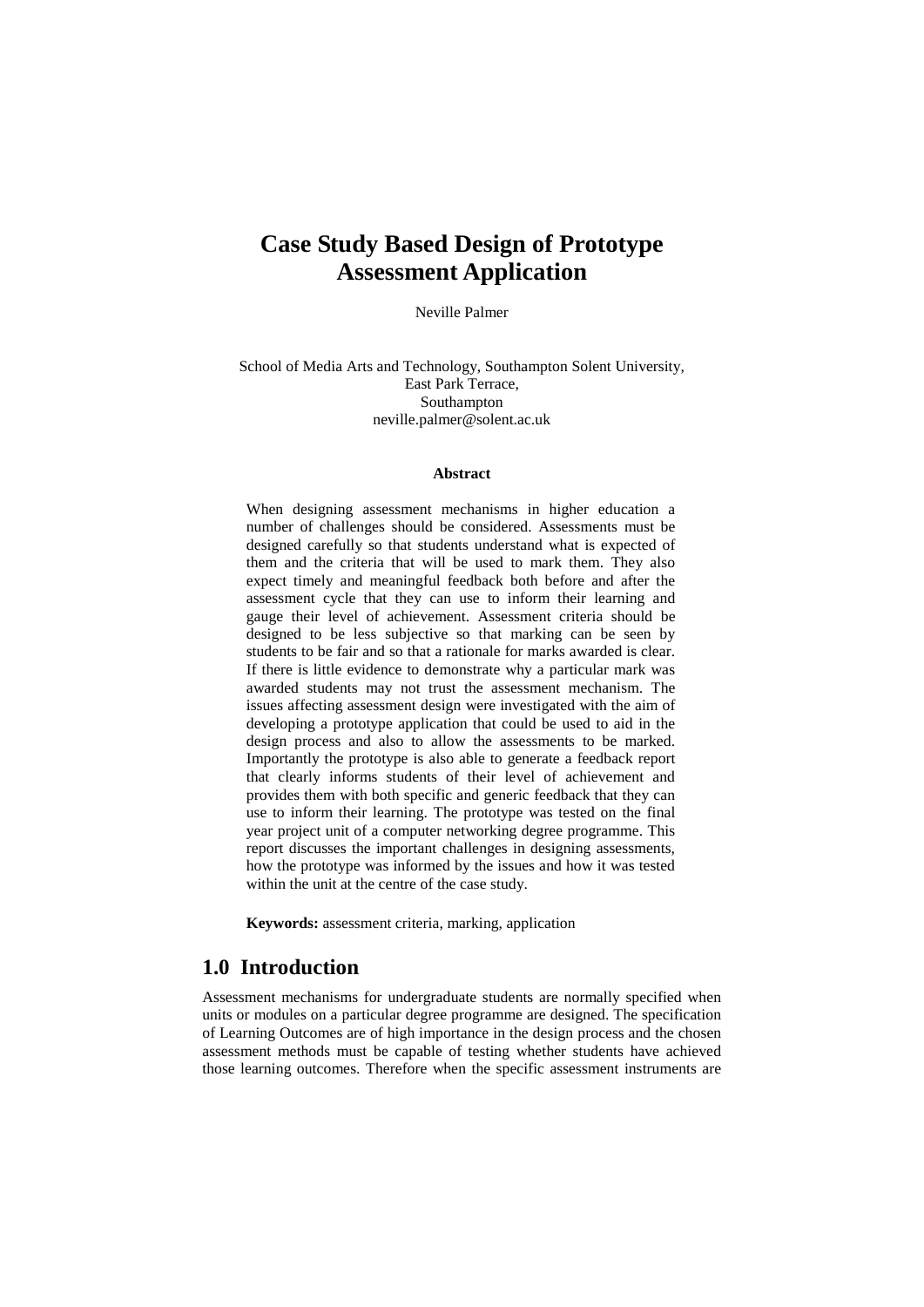# Case Study Based Design of Prototype Assessment Application

Neville Palmer

School of Media Arts and Technology, Southampton Solent University,
East Park Terrace,
Southampton
neville.palmer@solent.ac.uk

**Abstract**

When designing assessment mechanisms in higher education a number of challenges should be considered. Assessments must be designed carefully so that students understand what is expected of them and the criteria that will be used to mark them. They also expect timely and meaningful feedback both before and after the assessment cycle that they can use to inform their learning and gauge their level of achievement. Assessment criteria should be designed to be less subjective so that marking can be seen by students to be fair and so that a rationale for marks awarded is clear. If there is little evidence to demonstrate why a particular mark was awarded students may not trust the assessment mechanism. The issues affecting assessment design were investigated with the aim of developing a prototype application that could be used to aid in the design process and also to allow the assessments to be marked. Importantly the prototype is also able to generate a feedback report that clearly informs students of their level of achievement and provides them with both specific and generic feedback that they can use to inform their learning. The prototype was tested on the final year project unit of a computer networking degree programme. This report discusses the important challenges in designing assessments, how the prototype was informed by the issues and how it was tested within the unit at the centre of the case study.

**Keywords:** assessment criteria, marking, application

## 1.0 Introduction

Assessment mechanisms for undergraduate students are normally specified when units or modules on a particular degree programme are designed. The specification of Learning Outcomes are of high importance in the design process and the chosen assessment methods must be capable of testing whether students have achieved those learning outcomes. Therefore when the specific assessment instruments are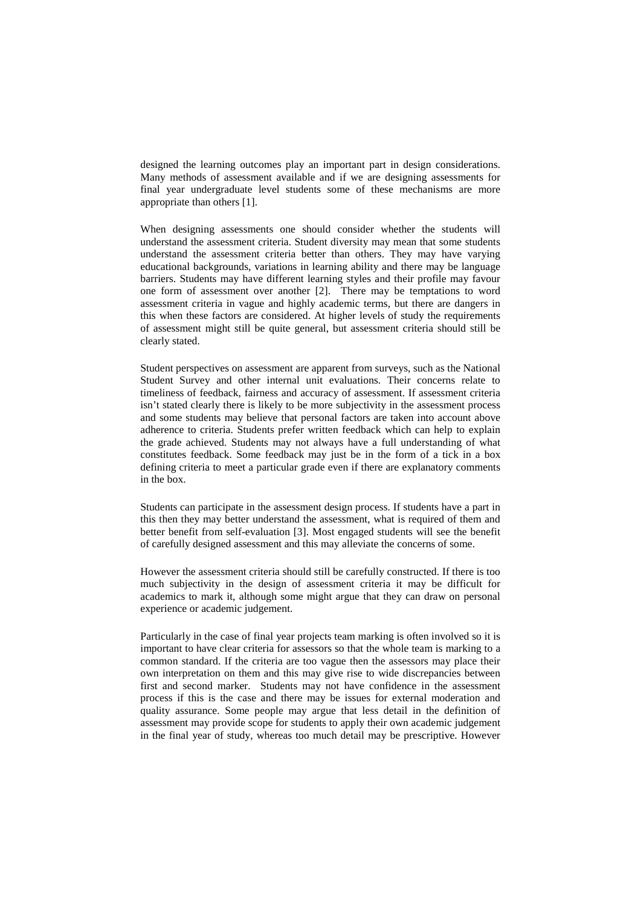designed the learning outcomes play an important part in design considerations. Many methods of assessment available and if we are designing assessments for final year undergraduate level students some of these mechanisms are more appropriate than others [1].

When designing assessments one should consider whether the students will understand the assessment criteria. Student diversity may mean that some students understand the assessment criteria better than others. They may have varying educational backgrounds, variations in learning ability and there may be language barriers. Students may have different learning styles and their profile may favour one form of assessment over another [2]. There may be temptations to word assessment criteria in vague and highly academic terms, but there are dangers in this when these factors are considered. At higher levels of study the requirements of assessment might still be quite general, but assessment criteria should still be clearly stated.

Student perspectives on assessment are apparent from surveys, such as the National Student Survey and other internal unit evaluations. Their concerns relate to timeliness of feedback, fairness and accuracy of assessment. If assessment criteria isn't stated clearly there is likely to be more subjectivity in the assessment process and some students may believe that personal factors are taken into account above adherence to criteria. Students prefer written feedback which can help to explain the grade achieved. Students may not always have a full understanding of what constitutes feedback. Some feedback may just be in the form of a tick in a box defining criteria to meet a particular grade even if there are explanatory comments in the box.

Students can participate in the assessment design process. If students have a part in this then they may better understand the assessment, what is required of them and better benefit from self-evaluation [3]. Most engaged students will see the benefit of carefully designed assessment and this may alleviate the concerns of some.

However the assessment criteria should still be carefully constructed. If there is too much subjectivity in the design of assessment criteria it may be difficult for academics to mark it, although some might argue that they can draw on personal experience or academic judgement.

Particularly in the case of final year projects team marking is often involved so it is important to have clear criteria for assessors so that the whole team is marking to a common standard. If the criteria are too vague then the assessors may place their own interpretation on them and this may give rise to wide discrepancies between first and second marker. Students may not have confidence in the assessment process if this is the case and there may be issues for external moderation and quality assurance. Some people may argue that less detail in the definition of assessment may provide scope for students to apply their own academic judgement in the final year of study, whereas too much detail may be prescriptive. However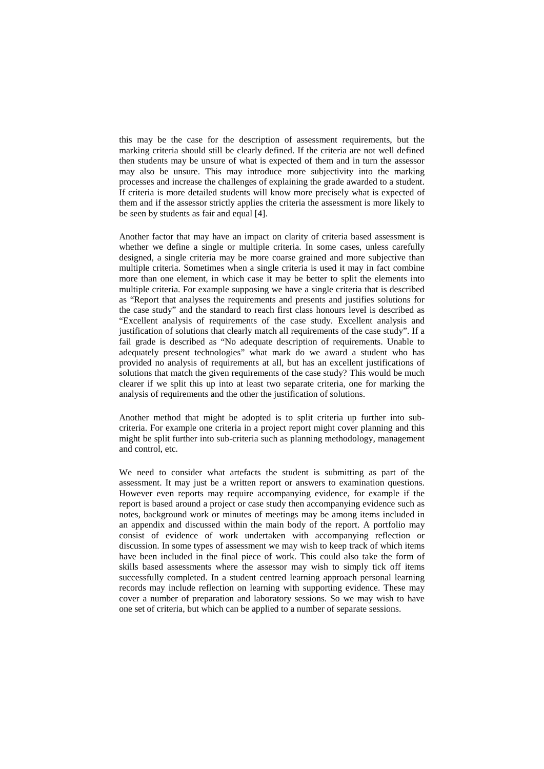this may be the case for the description of assessment requirements, but the marking criteria should still be clearly defined. If the criteria are not well defined then students may be unsure of what is expected of them and in turn the assessor may also be unsure. This may introduce more subjectivity into the marking processes and increase the challenges of explaining the grade awarded to a student. If criteria is more detailed students will know more precisely what is expected of them and if the assessor strictly applies the criteria the assessment is more likely to be seen by students as fair and equal [4].

Another factor that may have an impact on clarity of criteria based assessment is whether we define a single or multiple criteria. In some cases, unless carefully designed, a single criteria may be more coarse grained and more subjective than multiple criteria. Sometimes when a single criteria is used it may in fact combine more than one element, in which case it may be better to split the elements into multiple criteria. For example supposing we have a single criteria that is described as "Report that analyses the requirements and presents and justifies solutions for the case study" and the standard to reach first class honours level is described as "Excellent analysis of requirements of the case study. Excellent analysis and justification of solutions that clearly match all requirements of the case study". If a fail grade is described as "No adequate description of requirements. Unable to adequately present technologies" what mark do we award a student who has provided no analysis of requirements at all, but has an excellent justifications of solutions that match the given requirements of the case study? This would be much clearer if we split this up into at least two separate criteria, one for marking the analysis of requirements and the other the justification of solutions.

Another method that might be adopted is to split criteria up further into sub-criteria. For example one criteria in a project report might cover planning and this might be split further into sub-criteria such as planning methodology, management and control, etc.

We need to consider what artefacts the student is submitting as part of the assessment. It may just be a written report or answers to examination questions. However even reports may require accompanying evidence, for example if the report is based around a project or case study then accompanying evidence such as notes, background work or minutes of meetings may be among items included in an appendix and discussed within the main body of the report. A portfolio may consist of evidence of work undertaken with accompanying reflection or discussion. In some types of assessment we may wish to keep track of which items have been included in the final piece of work. This could also take the form of skills based assessments where the assessor may wish to simply tick off items successfully completed. In a student centred learning approach personal learning records may include reflection on learning with supporting evidence. These may cover a number of preparation and laboratory sessions. So we may wish to have one set of criteria, but which can be applied to a number of separate sessions.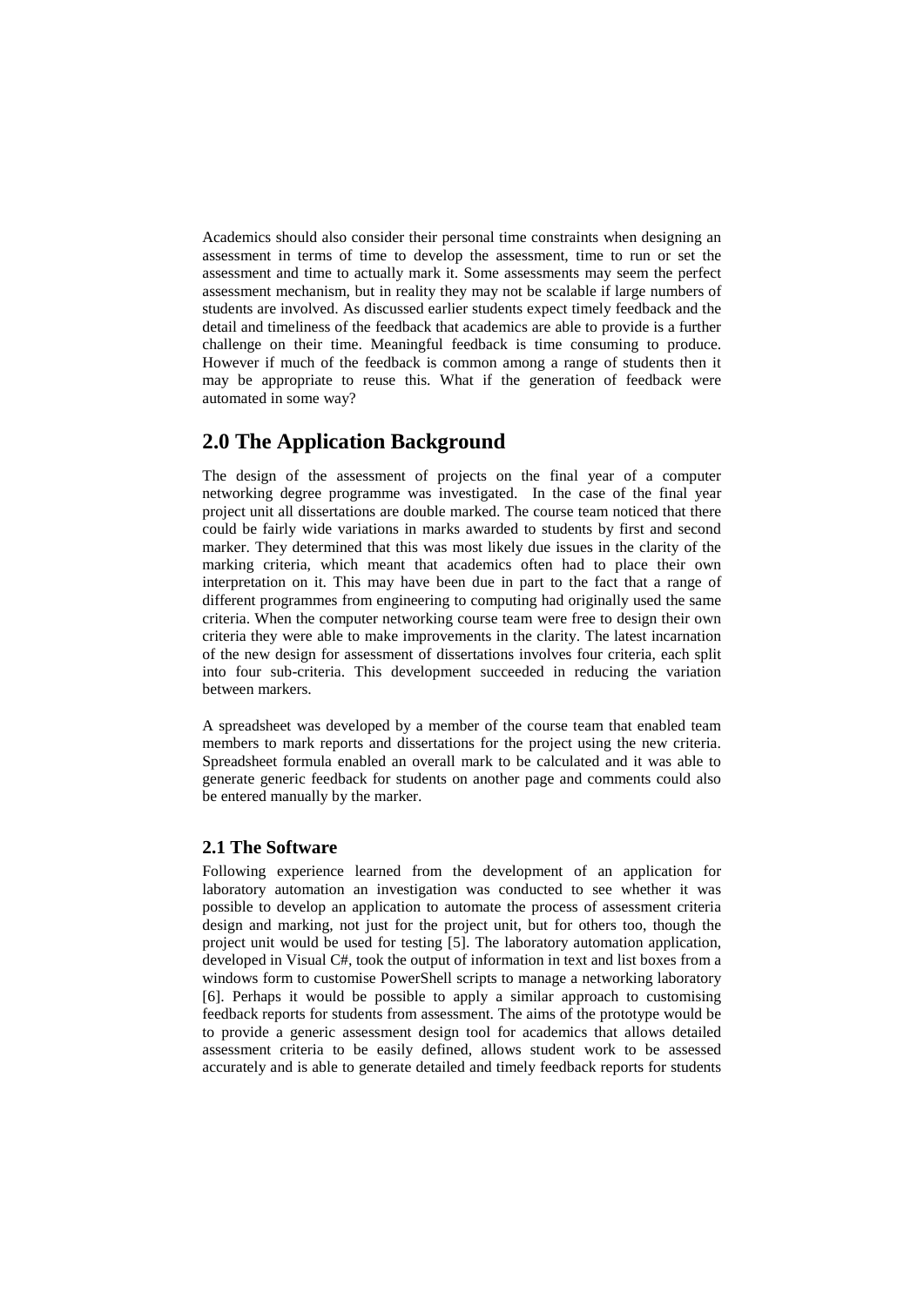Academics should also consider their personal time constraints when designing an assessment in terms of time to develop the assessment, time to run or set the assessment and time to actually mark it. Some assessments may seem the perfect assessment mechanism, but in reality they may not be scalable if large numbers of students are involved. As discussed earlier students expect timely feedback and the detail and timeliness of the feedback that academics are able to provide is a further challenge on their time. Meaningful feedback is time consuming to produce. However if much of the feedback is common among a range of students then it may be appropriate to reuse this. What if the generation of feedback were automated in some way?

## 2.0 The Application Background

The design of the assessment of projects on the final year of a computer networking degree programme was investigated. In the case of the final year project unit all dissertations are double marked. The course team noticed that there could be fairly wide variations in marks awarded to students by first and second marker. They determined that this was most likely due issues in the clarity of the marking criteria, which meant that academics often had to place their own interpretation on it. This may have been due in part to the fact that a range of different programmes from engineering to computing had originally used the same criteria. When the computer networking course team were free to design their own criteria they were able to make improvements in the clarity. The latest incarnation of the new design for assessment of dissertations involves four criteria, each split into four sub-criteria. This development succeeded in reducing the variation between markers.

A spreadsheet was developed by a member of the course team that enabled team members to mark reports and dissertations for the project using the new criteria. Spreadsheet formula enabled an overall mark to be calculated and it was able to generate generic feedback for students on another page and comments could also be entered manually by the marker.

### 2.1 The Software

Following experience learned from the development of an application for laboratory automation an investigation was conducted to see whether it was possible to develop an application to automate the process of assessment criteria design and marking, not just for the project unit, but for others too, though the project unit would be used for testing [5]. The laboratory automation application, developed in Visual C#, took the output of information in text and list boxes from a windows form to customise PowerShell scripts to manage a networking laboratory [6]. Perhaps it would be possible to apply a similar approach to customising feedback reports for students from assessment. The aims of the prototype would be to provide a generic assessment design tool for academics that allows detailed assessment criteria to be easily defined, allows student work to be assessed accurately and is able to generate detailed and timely feedback reports for students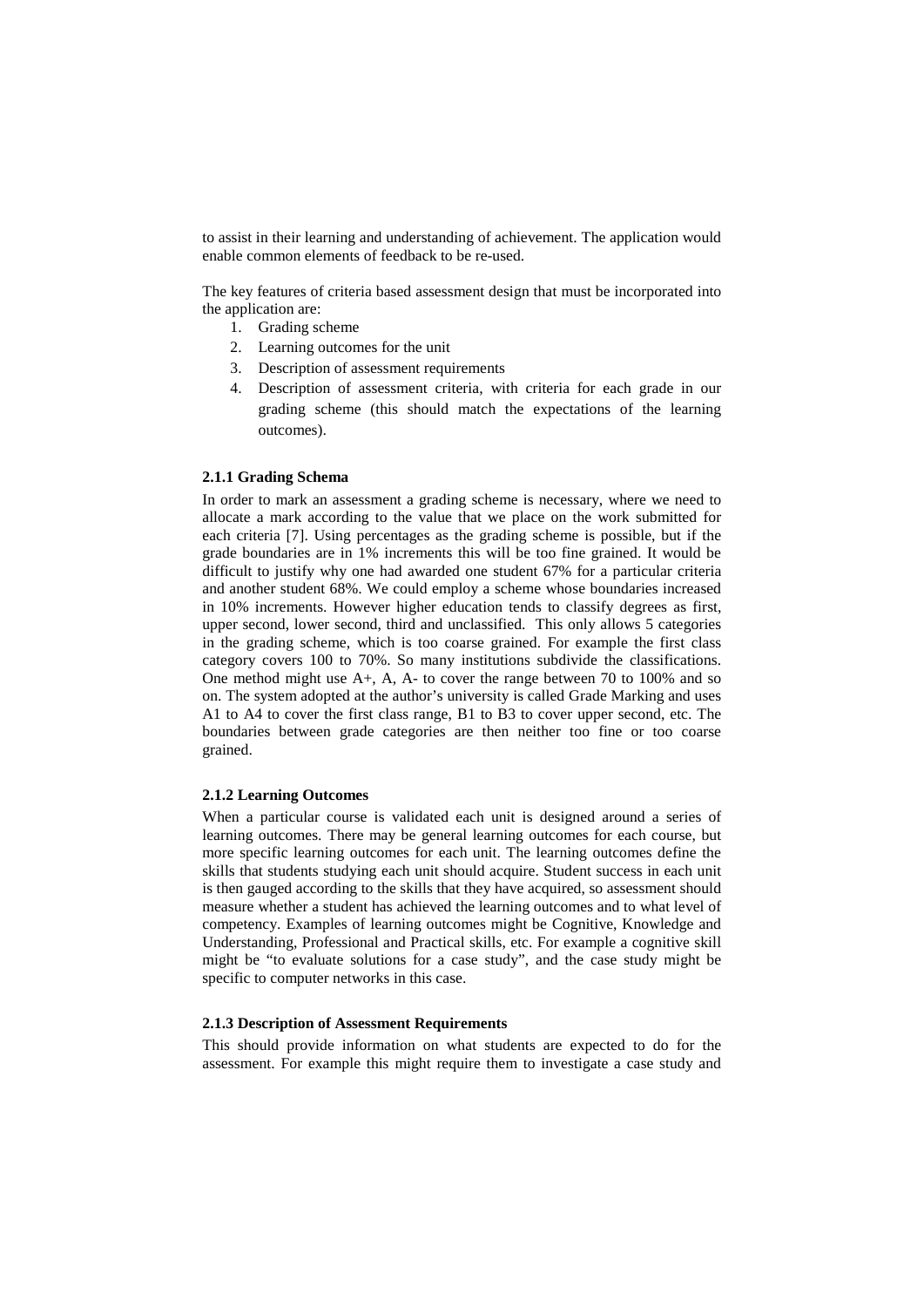to assist in their learning and understanding of achievement. The application would enable common elements of feedback to be re-used.

The key features of criteria based assessment design that must be incorporated into the application are:

1. Grading scheme
2. Learning outcomes for the unit
3. Description of assessment requirements
4. Description of assessment criteria, with criteria for each grade in our grading scheme (this should match the expectations of the learning outcomes).

#### 2.1.1 Grading Schema

In order to mark an assessment a grading scheme is necessary, where we need to allocate a mark according to the value that we place on the work submitted for each criteria [7]. Using percentages as the grading scheme is possible, but if the grade boundaries are in 1% increments this will be too fine grained. It would be difficult to justify why one had awarded one student 67% for a particular criteria and another student 68%. We could employ a scheme whose boundaries increased in 10% increments. However higher education tends to classify degrees as first, upper second, lower second, third and unclassified. This only allows 5 categories in the grading scheme, which is too coarse grained. For example the first class category covers 100 to 70%. So many institutions subdivide the classifications. One method might use A+, A, A- to cover the range between 70 to 100% and so on. The system adopted at the author's university is called Grade Marking and uses A1 to A4 to cover the first class range, B1 to B3 to cover upper second, etc. The boundaries between grade categories are then neither too fine or too coarse grained.

#### 2.1.2 Learning Outcomes

When a particular course is validated each unit is designed around a series of learning outcomes. There may be general learning outcomes for each course, but more specific learning outcomes for each unit. The learning outcomes define the skills that students studying each unit should acquire. Student success in each unit is then gauged according to the skills that they have acquired, so assessment should measure whether a student has achieved the learning outcomes and to what level of competency. Examples of learning outcomes might be Cognitive, Knowledge and Understanding, Professional and Practical skills, etc. For example a cognitive skill might be "to evaluate solutions for a case study", and the case study might be specific to computer networks in this case.

#### 2.1.3 Description of Assessment Requirements

This should provide information on what students are expected to do for the assessment. For example this might require them to investigate a case study and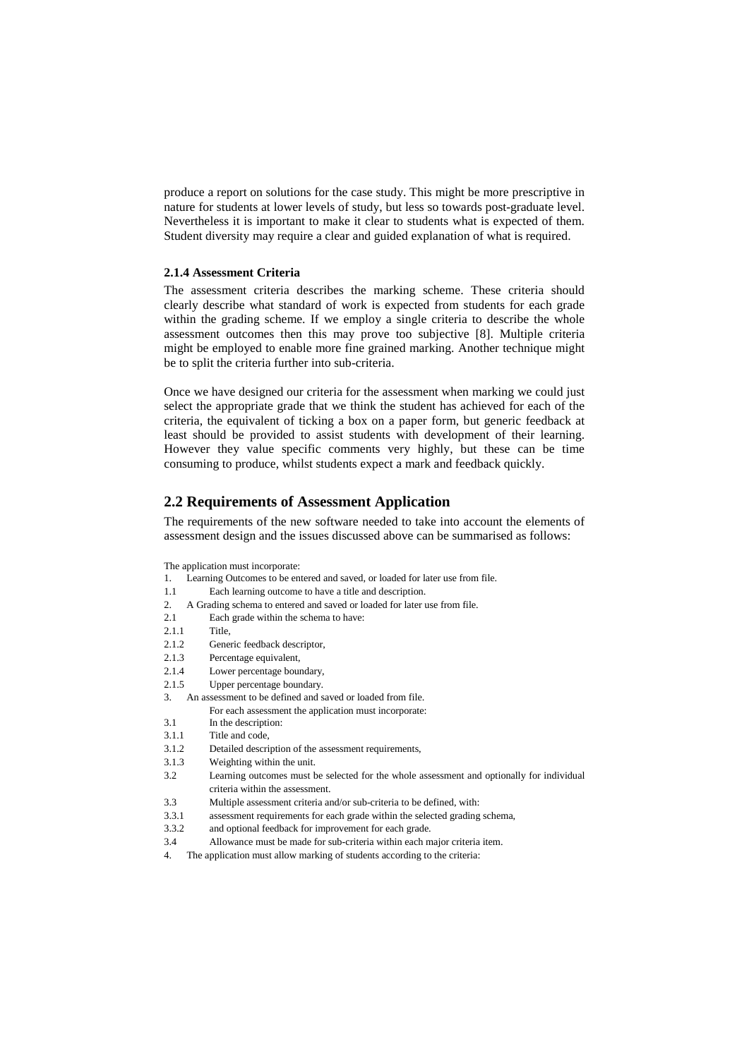produce a report on solutions for the case study. This might be more prescriptive in nature for students at lower levels of study, but less so towards post-graduate level. Nevertheless it is important to make it clear to students what is expected of them. Student diversity may require a clear and guided explanation of what is required.

#### 2.1.4 Assessment Criteria

The assessment criteria describes the marking scheme. These criteria should clearly describe what standard of work is expected from students for each grade within the grading scheme. If we employ a single criteria to describe the whole assessment outcomes then this may prove too subjective [8]. Multiple criteria might be employed to enable more fine grained marking. Another technique might be to split the criteria further into sub-criteria.

Once we have designed our criteria for the assessment when marking we could just select the appropriate grade that we think the student has achieved for each of the criteria, the equivalent of ticking a box on a paper form, but generic feedback at least should be provided to assist students with development of their learning. However they value specific comments very highly, but these can be time consuming to produce, whilst students expect a mark and feedback quickly.

### 2.2 Requirements of Assessment Application

The requirements of the new software needed to take into account the elements of assessment design and the issues discussed above can be summarised as follows:

The application must incorporate:

1. Learning Outcomes to be entered and saved, or loaded for later use from file.

1.1 Each learning outcome to have a title and description.

2. A Grading schema to entered and saved or loaded for later use from file.

2.1 Each grade within the schema to have:

2.1.1 Title,

2.1.2 Generic feedback descriptor,

2.1.3 Percentage equivalent,

2.1.4 Lower percentage boundary,

2.1.5 Upper percentage boundary.

3. An assessment to be defined and saved or loaded from file.
For each assessment the application must incorporate:

3.1 In the description:

3.1.1 Title and code,

3.1.2 Detailed description of the assessment requirements,

3.1.3 Weighting within the unit.

3.2 Learning outcomes must be selected for the whole assessment and optionally for individual criteria within the assessment.

3.3 Multiple assessment criteria and/or sub-criteria to be defined, with:

3.3.1 assessment requirements for each grade within the selected grading schema,

3.3.2 and optional feedback for improvement for each grade.

3.4 Allowance must be made for sub-criteria within each major criteria item.

4. The application must allow marking of students according to the criteria: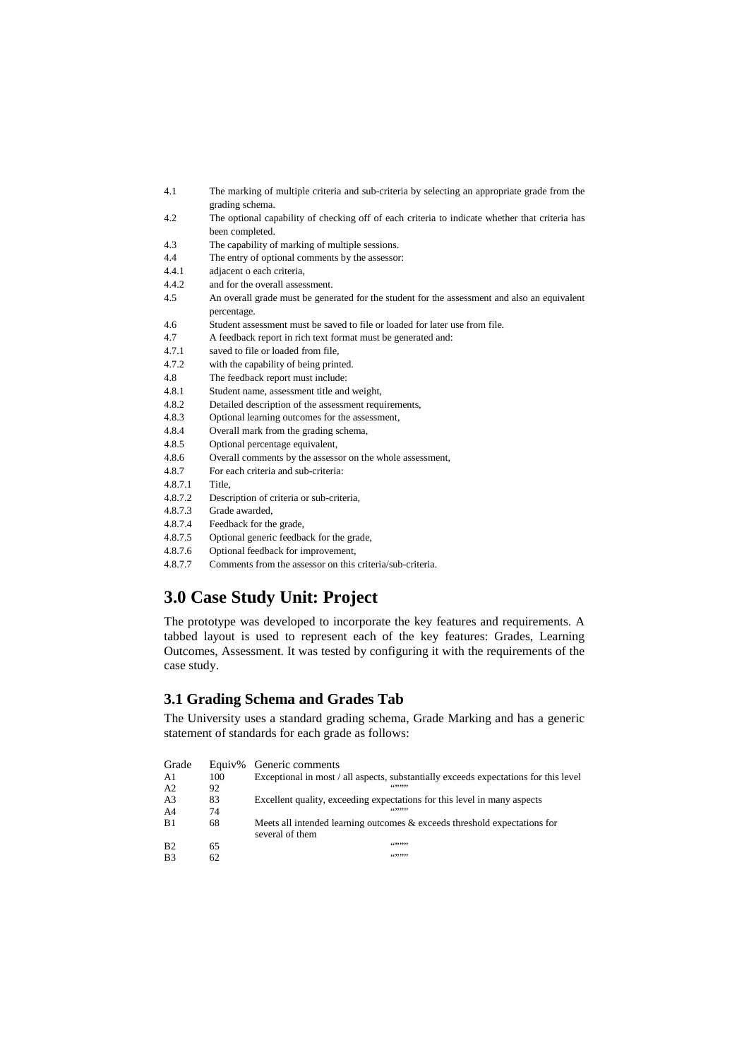| | |
|---|---|
| 4.1 | The marking of multiple criteria and sub-criteria by selecting an appropriate grade from the grading schema. |
| 4.2 | The optional capability of checking off of each criteria to indicate whether that criteria has been completed. |
| 4.3 | The capability of marking of multiple sessions. |
| 4.4 | The entry of optional comments by the assessor: |
| 4.4.1 | adjacent o each criteria, |
| 4.4.2 | and for the overall assessment. |
| 4.5 | An overall grade must be generated for the student for the assessment and also an equivalent percentage. |
| 4.6 | Student assessment must be saved to file or loaded for later use from file. |
| 4.7 | A feedback report in rich text format must be generated and: |
| 4.7.1 | saved to file or loaded from file, |
| 4.7.2 | with the capability of being printed. |
| 4.8 | The feedback report must include: |
| 4.8.1 | Student name, assessment title and weight, |
| 4.8.2 | Detailed description of the assessment requirements, |
| 4.8.3 | Optional learning outcomes for the assessment, |
| 4.8.4 | Overall mark from the grading schema, |
| 4.8.5 | Optional percentage equivalent, |
| 4.8.6 | Overall comments by the assessor on the whole assessment, |
| 4.8.7 | For each criteria and sub-criteria: |
| 4.8.7.1 | Title, |
| 4.8.7.2 | Description of criteria or sub-criteria, |
| 4.8.7.3 | Grade awarded, |
| 4.8.7.4 | Feedback for the grade, |
| 4.8.7.5 | Optional generic feedback for the grade, |
| 4.8.7.6 | Optional feedback for improvement, |
| 4.8.7.7 | Comments from the assessor on this criteria/sub-criteria. |

# 3.0 Case Study Unit: Project

The prototype was developed to incorporate the key features and requirements. A tabbed layout is used to represent each of the key features: Grades, Learning Outcomes, Assessment. It was tested by configuring it with the requirements of the case study.

## 3.1 Grading Schema and Grades Tab

The University uses a standard grading schema, Grade Marking and has a generic statement of standards for each grade as follows:

| Grade | Equiv% | Generic comments |
|---|---|---|
| A1 | 100 | Exceptional in most / all aspects, substantially exceeds expectations for this level |
| A2 | 92 | “”””” |
| A3 | 83 | Excellent quality, exceeding expectations for this level in many aspects |
| A4 | 74 | “”””” |
| B1 | 68 | Meets all intended learning outcomes & exceeds threshold expectations for several of them |
| B2 | 65 | “”””” |
| B3 | 62 | “”””” |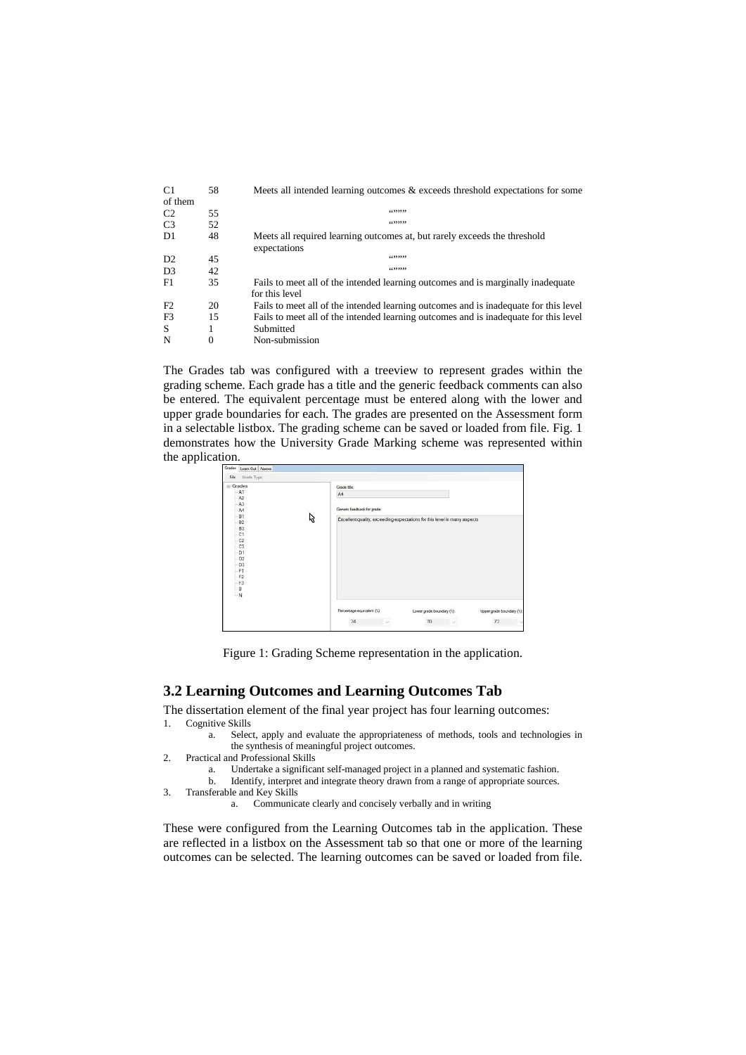| | | |
|---|---|---|
| C1 | 58 | Meets all intended learning outcomes & exceeds threshold expectations for some of them |
| C2 | 55 | “”””” |
| C3 | 52 | “”””” |
| D1 | 48 | Meets all required learning outcomes at, but rarely exceeds the threshold expectations |
| D2 | 45 | “”””” |
| D3 | 42 | “”””” |
| F1 | 35 | Fails to meet all of the intended learning outcomes and is marginally inadequate for this level |
| F2 | 20 | Fails to meet all of the intended learning outcomes and is inadequate for this level |
| F3 | 15 | Fails to meet all of the intended learning outcomes and is inadequate for this level |
| S | 1 | Submitted |
| N | 0 | Non-submission |

The Grades tab was configured with a treeview to represent grades within the grading scheme. Each grade has a title and the generic feedback comments can also be entered. The equivalent percentage must be entered along with the lower and upper grade boundaries for each. The grades are presented on the Assessment form in a selectable listbox. The grading scheme can be saved or loaded from file. Fig. 1 demonstrates how the University Grade Marking scheme was represented within the application.

Figure 1: Grading Scheme representation in the application.

## 3.2 Learning Outcomes and Learning Outcomes Tab

The dissertation element of the final year project has four learning outcomes:

1. Cognitive Skills
   a. Select, apply and evaluate the appropriateness of methods, tools and technologies in the synthesis of meaningful project outcomes.
2. Practical and Professional Skills
   a. Undertake a significant self-managed project in a planned and systematic fashion.
   b. Identify, interpret and integrate theory drawn from a range of appropriate sources.
3. Transferable and Key Skills
   a. Communicate clearly and concisely verbally and in writing

These were configured from the Learning Outcomes tab in the application. These are reflected in a listbox on the Assessment tab so that one or more of the learning outcomes can be selected. The learning outcomes can be saved or loaded from file.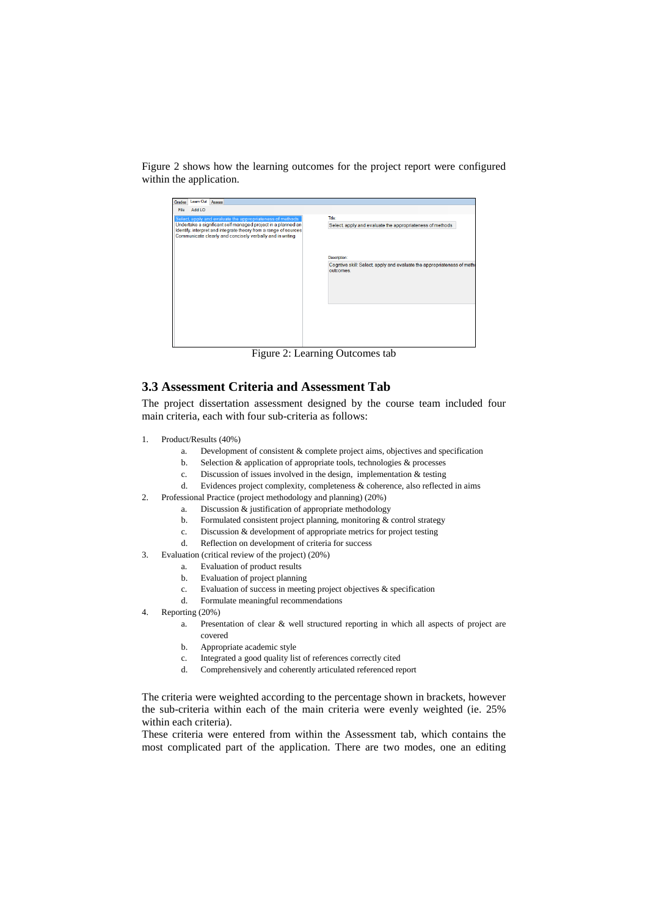Figure 2 shows how the learning outcomes for the project report were configured within the application.

Figure 2: Learning Outcomes tab

## 3.3 Assessment Criteria and Assessment Tab

The project dissertation assessment designed by the course team included four main criteria, each with four sub-criteria as follows:

1. Product/Results (40%)
   a. Development of consistent & complete project aims, objectives and specification
   b. Selection & application of appropriate tools, technologies & processes
   c. Discussion of issues involved in the design, implementation & testing
   d. Evidences project complexity, completeness & coherence, also reflected in aims
2. Professional Practice (project methodology and planning) (20%)
   a. Discussion & justification of appropriate methodology
   b. Formulated consistent project planning, monitoring & control strategy
   c. Discussion & development of appropriate metrics for project testing
   d. Reflection on development of criteria for success
3. Evaluation (critical review of the project) (20%)
   a. Evaluation of product results
   b. Evaluation of project planning
   c. Evaluation of success in meeting project objectives & specification
   d. Formulate meaningful recommendations
4. Reporting (20%)
   a. Presentation of clear & well structured reporting in which all aspects of project are covered
   b. Appropriate academic style
   c. Integrated a good quality list of references correctly cited
   d. Comprehensively and coherently articulated referenced report

The criteria were weighted according to the percentage shown in brackets, however the sub-criteria within each of the main criteria were evenly weighted (ie. 25% within each criteria).
These criteria were entered from within the Assessment tab, which contains the most complicated part of the application. There are two modes, one an editing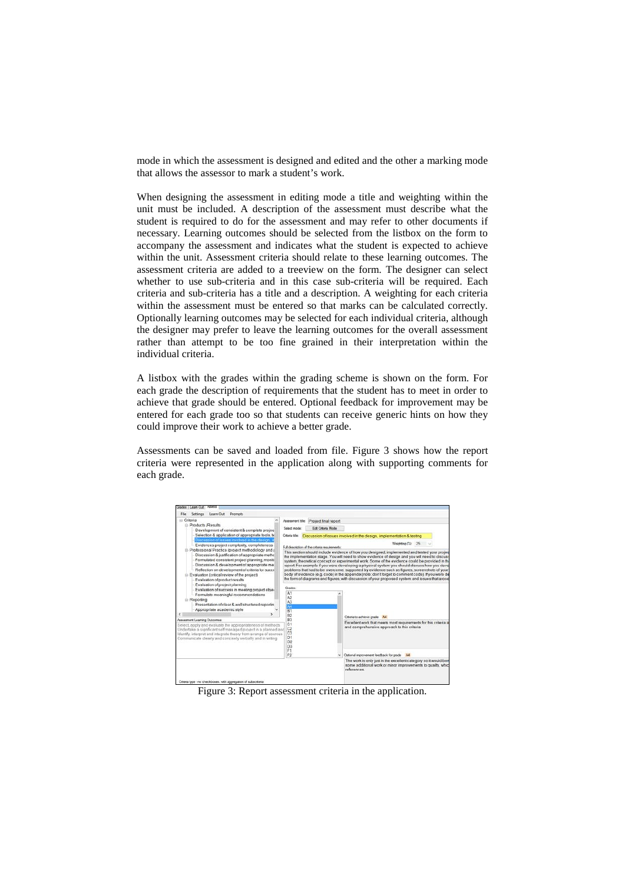mode in which the assessment is designed and edited and the other a marking mode that allows the assessor to mark a student's work.

When designing the assessment in editing mode a title and weighting within the unit must be included. A description of the assessment must describe what the student is required to do for the assessment and may refer to other documents if necessary. Learning outcomes should be selected from the listbox on the form to accompany the assessment and indicates what the student is expected to achieve within the unit. Assessment criteria should relate to these learning outcomes. The assessment criteria are added to a treeview on the form. The designer can select whether to use sub-criteria and in this case sub-criteria will be required. Each criteria and sub-criteria has a title and a description. A weighting for each criteria within the assessment must be entered so that marks can be calculated correctly. Optionally learning outcomes may be selected for each individual criteria, although the designer may prefer to leave the learning outcomes for the overall assessment rather than attempt to be too fine grained in their interpretation within the individual criteria.

A listbox with the grades within the grading scheme is shown on the form. For each grade the description of requirements that the student has to meet in order to achieve that grade should be entered. Optional feedback for improvement may be entered for each grade too so that students can receive generic hints on how they could improve their work to achieve a better grade.

Assessments can be saved and loaded from file. Figure 3 shows how the report criteria were represented in the application along with supporting comments for each grade.

Figure 3: Report assessment criteria in the application.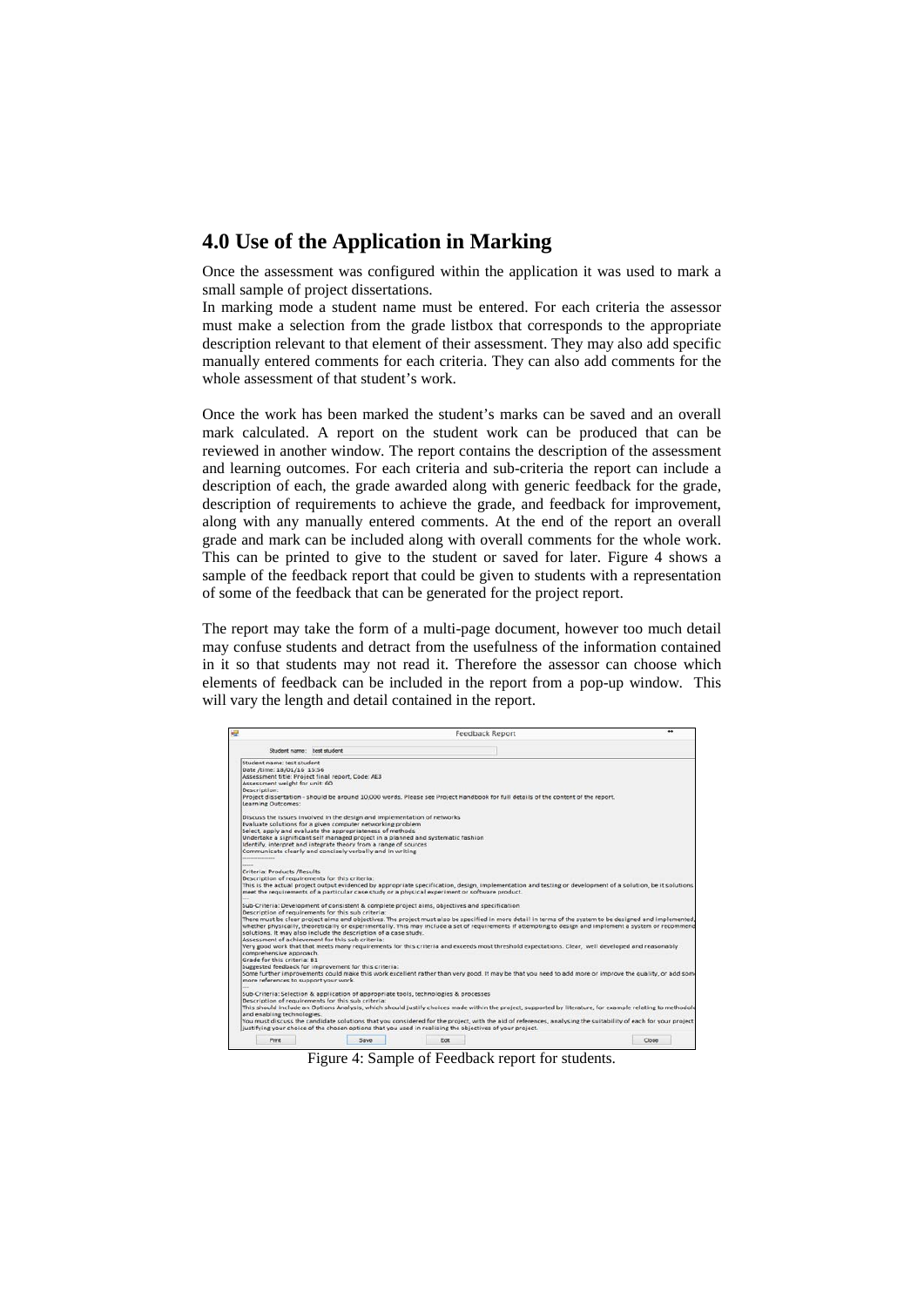## 4.0 Use of the Application in Marking

Once the assessment was configured within the application it was used to mark a small sample of project dissertations.

In marking mode a student name must be entered. For each criteria the assessor must make a selection from the grade listbox that corresponds to the appropriate description relevant to that element of their assessment. They may also add specific manually entered comments for each criteria. They can also add comments for the whole assessment of that student's work.

Once the work has been marked the student's marks can be saved and an overall mark calculated. A report on the student work can be produced that can be reviewed in another window. The report contains the description of the assessment and learning outcomes. For each criteria and sub-criteria the report can include a description of each, the grade awarded along with generic feedback for the grade, description of requirements to achieve the grade, and feedback for improvement, along with any manually entered comments. At the end of the report an overall grade and mark can be included along with overall comments for the whole work. This can be printed to give to the student or saved for later. Figure 4 shows a sample of the feedback report that could be given to students with a representation of some of the feedback that can be generated for the project report.

The report may take the form of a multi-page document, however too much detail may confuse students and detract from the usefulness of the information contained in it so that students may not read it. Therefore the assessor can choose which elements of feedback can be included in the report from a pop-up window. This will vary the length and detail contained in the report.

Figure 4: Sample of Feedback report for students.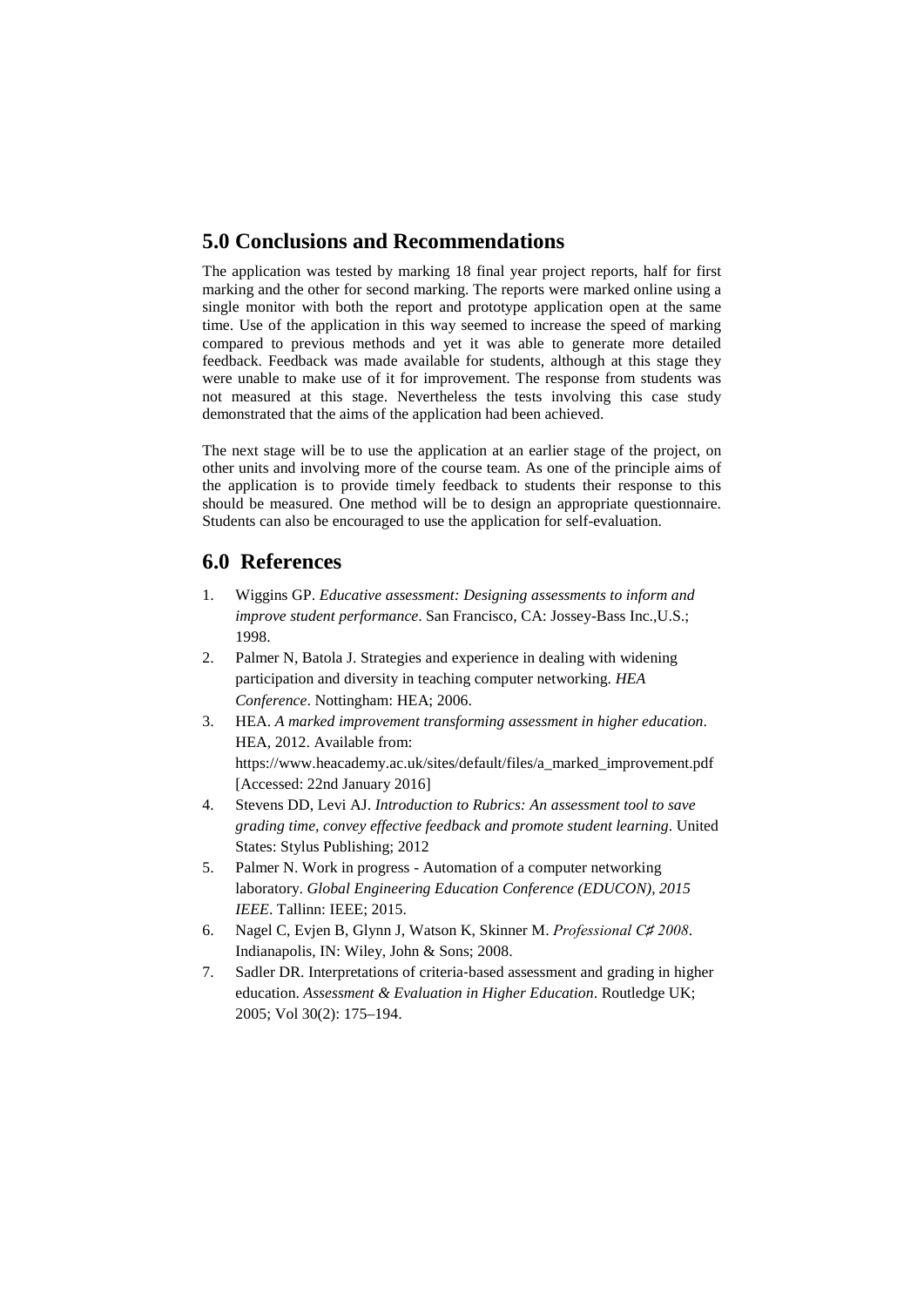## 5.0 Conclusions and Recommendations

The application was tested by marking 18 final year project reports, half for first marking and the other for second marking. The reports were marked online using a single monitor with both the report and prototype application open at the same time. Use of the application in this way seemed to increase the speed of marking compared to previous methods and yet it was able to generate more detailed feedback. Feedback was made available for students, although at this stage they were unable to make use of it for improvement. The response from students was not measured at this stage. Nevertheless the tests involving this case study demonstrated that the aims of the application had been achieved.

The next stage will be to use the application at an earlier stage of the project, on other units and involving more of the course team. As one of the principle aims of the application is to provide timely feedback to students their response to this should be measured. One method will be to design an appropriate questionnaire. Students can also be encouraged to use the application for self-evaluation.

## 6.0 References

1. Wiggins GP. *Educative assessment: Designing assessments to inform and improve student performance*. San Francisco, CA: Jossey-Bass Inc.,U.S.; 1998.
2. Palmer N, Batola J. Strategies and experience in dealing with widening participation and diversity in teaching computer networking. *HEA Conference*. Nottingham: HEA; 2006.
3. HEA. *A marked improvement transforming assessment in higher education*. HEA, 2012. Available from: https://www.heacademy.ac.uk/sites/default/files/a_marked_improvement.pdf [Accessed: 22nd January 2016]
4. Stevens DD, Levi AJ. *Introduction to Rubrics: An assessment tool to save grading time, convey effective feedback and promote student learning*. United States: Stylus Publishing; 2012
5. Palmer N. Work in progress - Automation of a computer networking laboratory. *Global Engineering Education Conference (EDUCON), 2015 IEEE*. Tallinn: IEEE; 2015.
6. Nagel C, Evjen B, Glynn J, Watson K, Skinner M. *Professional C# 2008*. Indianapolis, IN: Wiley, John & Sons; 2008.
7. Sadler DR. Interpretations of criteria-based assessment and grading in higher education. *Assessment & Evaluation in Higher Education*. Routledge UK; 2005; Vol 30(2): 175–194.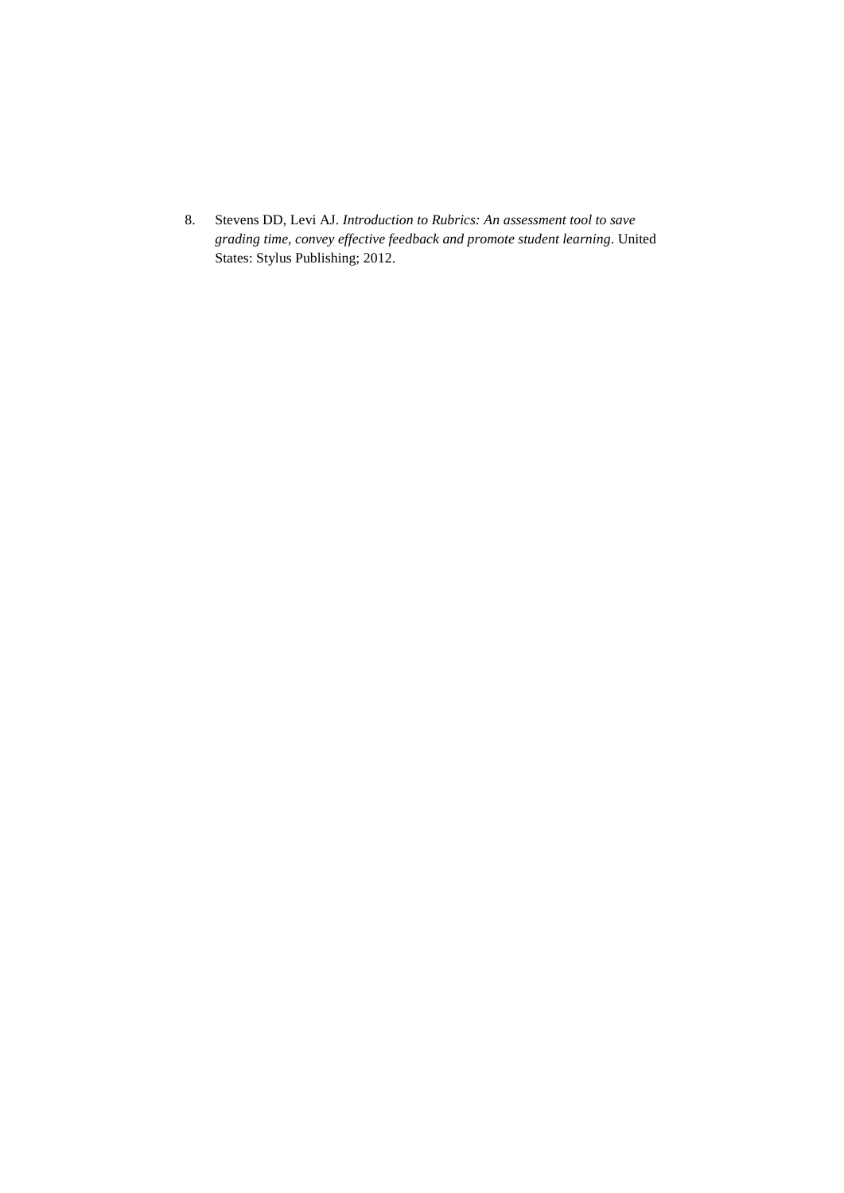8. Stevens DD, Levi AJ. *Introduction to Rubrics: An assessment tool to save grading time, convey effective feedback and promote student learning*. United States: Stylus Publishing; 2012.